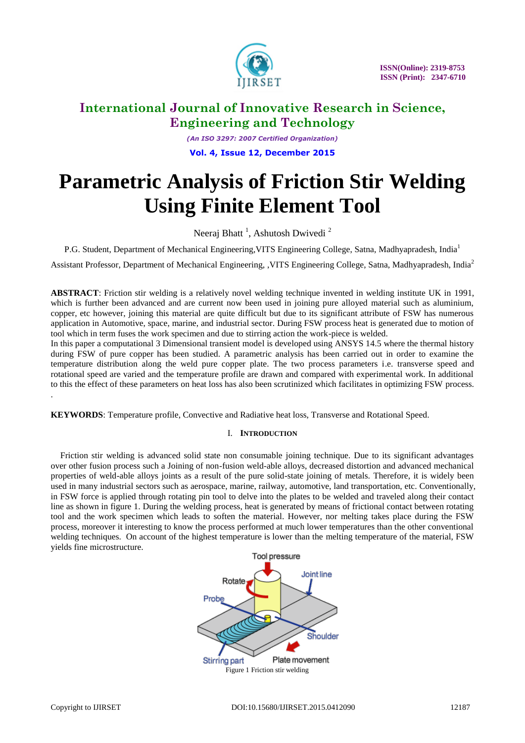# Parametric Analysis of Friction Stir Welding Using Finite Element Tool

Neeraj Bhatt [1], Ashutosh Dwivedi [2]

P.G. Student, Department of Mechanical Engineering,VITS Engineering College, Satna, Madhyapradesh, India[1]

Assistant Professor, Department of Mechanical Engineering, ,VITS Engineering College, Satna, Madhyapradesh, India[2]

**ABSTRACT**: Friction stir welding is a relatively novel welding technique invented in welding institute UK in 1991, which is further been advanced and are current now been used in joining pure alloyed material such as aluminium, copper, etc however, joining this material are quite difficult but due to its significant attribute of FSW has numerous application in Automotive, space, marine, and industrial sector. During FSW process heat is generated due to motion of tool which in term fuses the work specimen and due to stirring action the work-piece is welded.

In this paper a computational 3 Dimensional transient model is developed using ANSYS 14.5 where the thermal history during FSW of pure copper has been studied. A parametric analysis has been carried out in order to examine the temperature distribution along the weld pure copper plate. The two process parameters i.e. transverse speed and rotational speed are varied and the temperature profile are drawn and compared with experimental work. In additional to this the effect of these parameters on heat loss has also been scrutinized which facilitates in optimizing FSW process.

.

**KEYWORDS**: Temperature profile, Convective and Radiative heat loss, Transverse and Rotational Speed.

## I. INTRODUCTION

Friction stir welding is advanced solid state non consumable joining technique. Due to its significant advantages over other fusion process such a Joining of non-fusion weld-able alloys, decreased distortion and advanced mechanical properties of weld-able alloys joints as a result of the pure solid-state joining of metals. Therefore, it is widely been used in many industrial sectors such as aerospace, marine, railway, automotive, land transportation, etc. Conventionally, in FSW force is applied through rotating pin tool to delve into the plates to be welded and traveled along their contact line as shown in figure 1. During the welding process, heat is generated by means of frictional contact between rotating tool and the work specimen which leads to soften the material. However, nor melting takes place during the FSW process, moreover it interesting to know the process performed at much lower temperatures than the other conventional welding techniques. On account of the highest temperature is lower than the melting temperature of the material, FSW yields fine microstructure.

Figure 1 Friction stir welding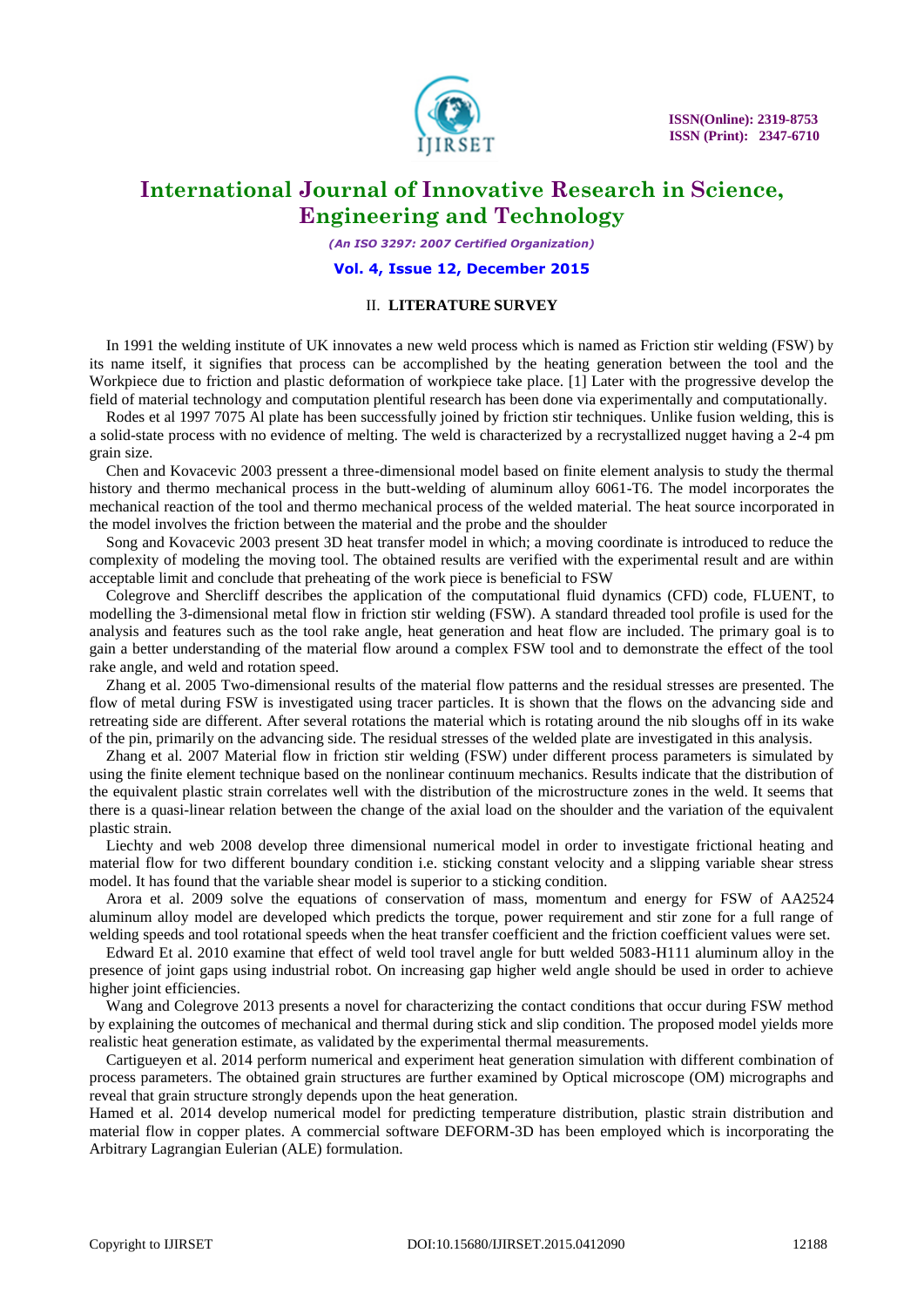## II. LITERATURE SURVEY

In 1991 the welding institute of UK innovates a new weld process which is named as Friction stir welding (FSW) by its name itself, it signifies that process can be accomplished by the heating generation between the tool and the Workpiece due to friction and plastic deformation of workpiece take place. [1] Later with the progressive develop the field of material technology and computation plentiful research has been done via experimentally and computationally.

Rodes et al 1997 7075 Al plate has been successfully joined by friction stir techniques. Unlike fusion welding, this is a solid-state process with no evidence of melting. The weld is characterized by a recrystallized nugget having a 2-4 pm grain size.

Chen and Kovacevic 2003 pressent a three-dimensional model based on finite element analysis to study the thermal history and thermo mechanical process in the butt-welding of aluminum alloy 6061-T6. The model incorporates the mechanical reaction of the tool and thermo mechanical process of the welded material. The heat source incorporated in the model involves the friction between the material and the probe and the shoulder

Song and Kovacevic 2003 present 3D heat transfer model in which; a moving coordinate is introduced to reduce the complexity of modeling the moving tool. The obtained results are verified with the experimental result and are within acceptable limit and conclude that preheating of the work piece is beneficial to FSW

Colegrove and Shercliff describes the application of the computational fluid dynamics (CFD) code, FLUENT, to modelling the 3-dimensional metal flow in friction stir welding (FSW). A standard threaded tool profile is used for the analysis and features such as the tool rake angle, heat generation and heat flow are included. The primary goal is to gain a better understanding of the material flow around a complex FSW tool and to demonstrate the effect of the tool rake angle, and weld and rotation speed.

Zhang et al. 2005 Two-dimensional results of the material flow patterns and the residual stresses are presented. The flow of metal during FSW is investigated using tracer particles. It is shown that the flows on the advancing side and retreating side are different. After several rotations the material which is rotating around the nib sloughs off in its wake of the pin, primarily on the advancing side. The residual stresses of the welded plate are investigated in this analysis.

Zhang et al. 2007 Material flow in friction stir welding (FSW) under different process parameters is simulated by using the finite element technique based on the nonlinear continuum mechanics. Results indicate that the distribution of the equivalent plastic strain correlates well with the distribution of the microstructure zones in the weld. It seems that there is a quasi-linear relation between the change of the axial load on the shoulder and the variation of the equivalent plastic strain.

Liechty and web 2008 develop three dimensional numerical model in order to investigate frictional heating and material flow for two different boundary condition i.e. sticking constant velocity and a slipping variable shear stress model. It has found that the variable shear model is superior to a sticking condition.

Arora et al. 2009 solve the equations of conservation of mass, momentum and energy for FSW of AA2524 aluminum alloy model are developed which predicts the torque, power requirement and stir zone for a full range of welding speeds and tool rotational speeds when the heat transfer coefficient and the friction coefficient values were set.

Edward Et al. 2010 examine that effect of weld tool travel angle for butt welded 5083-H111 aluminum alloy in the presence of joint gaps using industrial robot. On increasing gap higher weld angle should be used in order to achieve higher joint efficiencies.

Wang and Colegrove 2013 presents a novel for characterizing the contact conditions that occur during FSW method by explaining the outcomes of mechanical and thermal during stick and slip condition. The proposed model yields more realistic heat generation estimate, as validated by the experimental thermal measurements.

Cartigueyen et al. 2014 perform numerical and experiment heat generation simulation with different combination of process parameters. The obtained grain structures are further examined by Optical microscope (OM) micrographs and reveal that grain structure strongly depends upon the heat generation.

Hamed et al. 2014 develop numerical model for predicting temperature distribution, plastic strain distribution and material flow in copper plates. A commercial software DEFORM-3D has been employed which is incorporating the Arbitrary Lagrangian Eulerian (ALE) formulation.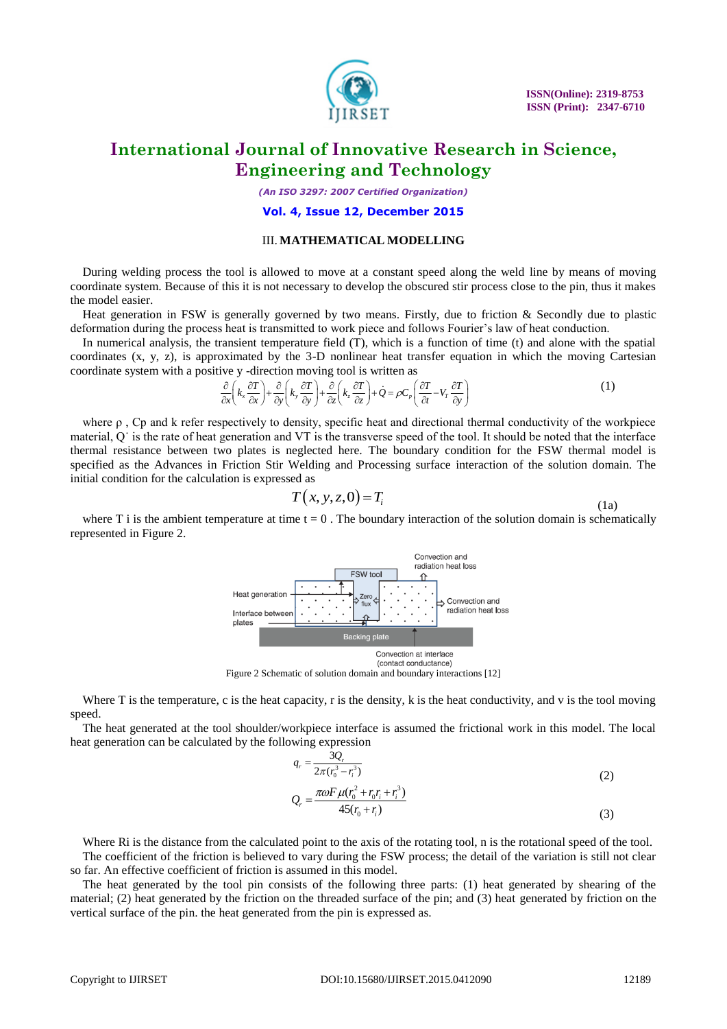### III. MATHEMATICAL MODELLING

During welding process the tool is allowed to move at a constant speed along the weld line by means of moving coordinate system. Because of this it is not necessary to develop the obscured stir process close to the pin, thus it makes the model easier.

Heat generation in FSW is generally governed by two means. Firstly, due to friction & Secondly due to plastic deformation during the process heat is transmitted to work piece and follows Fourier's law of heat conduction.

In numerical analysis, the transient temperature field (T), which is a function of time (t) and alone with the spatial coordinates (x, y, z), is approximated by the 3-D nonlinear heat transfer equation in which the moving Cartesian coordinate system with a positive y -direction moving tool is written as

$$\frac{\partial}{\partial x}\left(k_x \frac{\partial T}{\partial x}\right)+\frac{\partial}{\partial y}\left(k_y \frac{\partial T}{\partial y}\right)+\frac{\partial}{\partial z}\left(k_z \frac{\partial T}{\partial z}\right)+\dot{Q}=\rho C_p\left(\frac{\partial T}{\partial t}-V_T\frac{\partial T}{\partial y}\right) \quad (1)$$

where ρ , Cp and k refer respectively to density, specific heat and directional thermal conductivity of the workpiece material, Q˙ is the rate of heat generation and VT is the transverse speed of the tool. It should be noted that the interface thermal resistance between two plates is neglected here. The boundary condition for the FSW thermal model is specified as the Advances in Friction Stir Welding and Processing surface interaction of the solution domain. The initial condition for the calculation is expressed as

$$T(x,y,z,0)=T_i \quad (1a)$$

where T i is the ambient temperature at time t = 0 . The boundary interaction of the solution domain is schematically represented in Figure 2.

Figure 2 Schematic of solution domain and boundary interactions [12]

Where T is the temperature, c is the heat capacity, r is the density, k is the heat conductivity, and v is the tool moving speed.

The heat generated at the tool shoulder/workpiece interface is assumed the frictional work in this model. The local heat generation can be calculated by the following expression

$$q_r = \frac{3Q_r}{2\pi(r_0^3 - r_i^3)} \quad (2)$$

$$Q_r = \frac{\pi \omega F \mu (r_0^2 + r_0 r_i + r_i^3)}{45(r_0 + r_i)} \quad (3)$$

Where Ri is the distance from the calculated point to the axis of the rotating tool, n is the rotational speed of the tool.

The coefficient of the friction is believed to vary during the FSW process; the detail of the variation is still not clear so far. An effective coefficient of friction is assumed in this model.

The heat generated by the tool pin consists of the following three parts: (1) heat generated by shearing of the material; (2) heat generated by the friction on the threaded surface of the pin; and (3) heat generated by friction on the vertical surface of the pin. the heat generated from the pin is expressed as.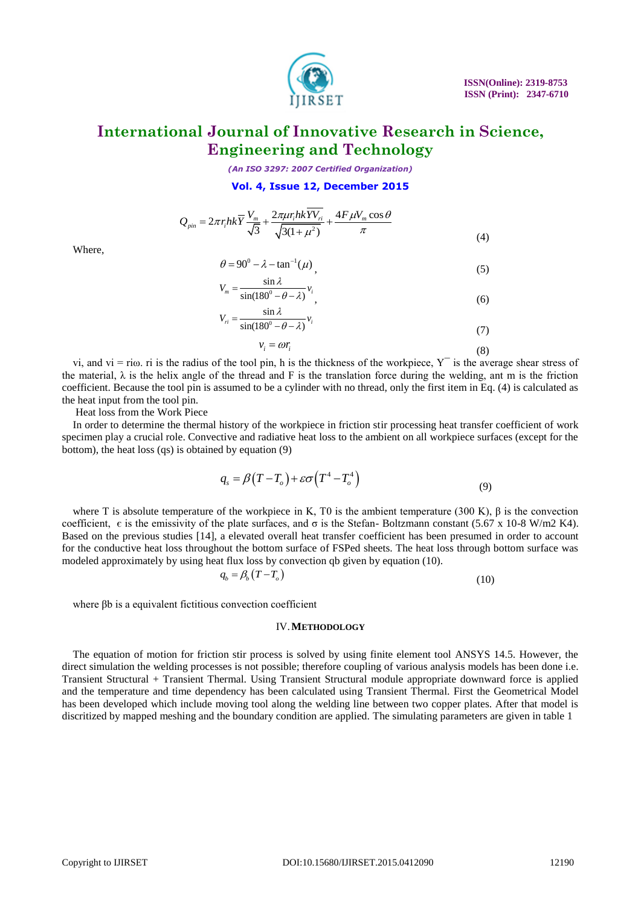$$Q_{pin} = 2\pi r_i hk\overline{Y}\frac{V_m}{\sqrt{3}} + \frac{2\pi\mu r_i hk\overline{Y}\overline{V_{ri}}}{\sqrt{3(1+\mu^2)}} + \frac{4F\mu V_m \cos\theta}{\pi} \quad (4)$$

Where,

$$\theta = 90^0 - \lambda - \tan^{-1}(\mu), \quad (5)$$

$$V_m = \frac{\sin\lambda}{\sin(180^0 - \theta - \lambda)} v_i, \quad (6)$$

$$V_{ri} = \frac{\sin\lambda}{\sin(180^0 - \theta - \lambda)} v_i \quad (7)$$

$$v_i = \omega r_i \quad (8)$$

vi, and vi = riω. ri is the radius of the tool pin, h is the thickness of the workpiece, Y¯ is the average shear stress of the material, λ is the helix angle of the thread and F is the translation force during the welding, ant m is the friction coefficient. Because the tool pin is assumed to be a cylinder with no thread, only the first item in Eq. (4) is calculated as the heat input from the tool pin.

Heat loss from the Work Piece

In order to determine the thermal history of the workpiece in friction stir processing heat transfer coefficient of work specimen play a crucial role. Convective and radiative heat loss to the ambient on all workpiece surfaces (except for the bottom), the heat loss (qs) is obtained by equation (9)

$$q_s = \beta\left(T - T_o\right) + \varepsilon\sigma\left(T^4 - T_o^4\right) \quad (9)$$

where T is absolute temperature of the workpiece in K, T0 is the ambient temperature (300 K), β is the convection coefficient, ϵ is the emissivity of the plate surfaces, and σ is the Stefan- Boltzmann constant (5.67 x 10-8 W/m2 K4). Based on the previous studies [14], a elevated overall heat transfer coefficient has been presumed in order to account for the conductive heat loss throughout the bottom surface of FSPed sheets. The heat loss through bottom surface was modeled approximately by using heat flux loss by convection qb given by equation (10).

$$q_b = \beta_b\left(T - T_o\right) \quad (10)$$

where βb is a equivalent fictitious convection coefficient

## IV. METHODOLOGY

The equation of motion for friction stir process is solved by using finite element tool ANSYS 14.5. However, the direct simulation the welding processes is not possible; therefore coupling of various analysis models has been done i.e. Transient Structural + Transient Thermal. Using Transient Structural module appropriate downward force is applied and the temperature and time dependency has been calculated using Transient Thermal. First the Geometrical Model has been developed which include moving tool along the welding line between two copper plates. After that model is discritized by mapped meshing and the boundary condition are applied. The simulating parameters are given in table 1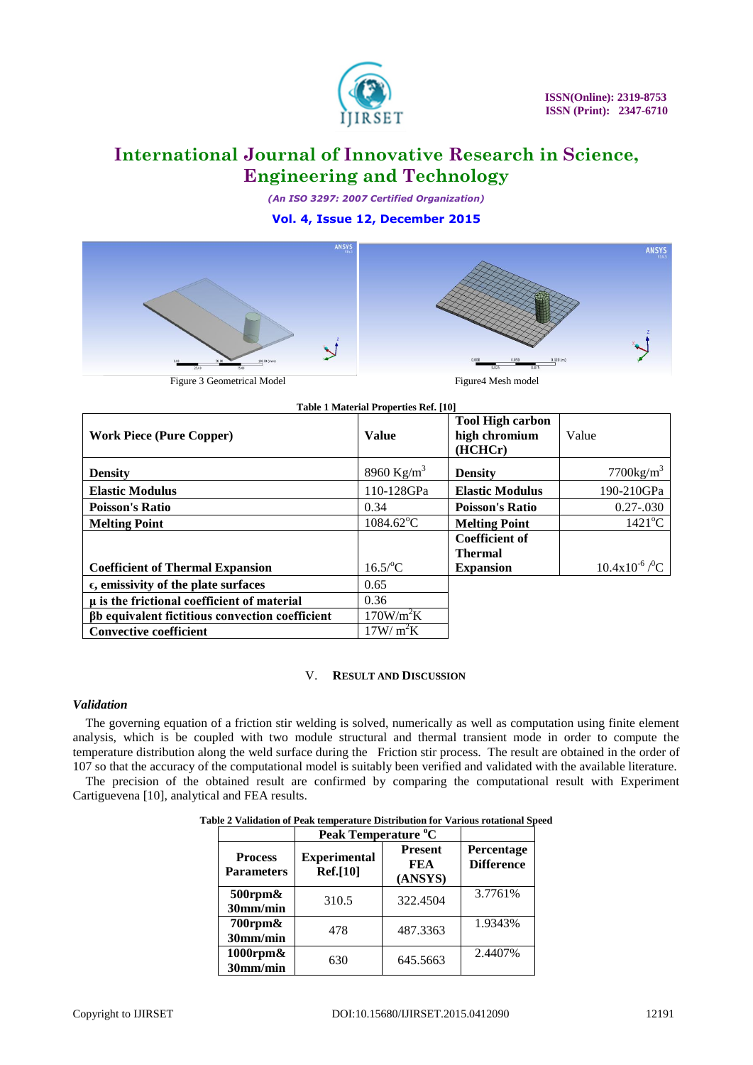Figure 3 Geometrical Model

Figure4 Mesh model

**Table 1 Material Properties Ref. [10]**

| **Work Piece (Pure Copper)** | **Value** | **Tool High carbon high chromium (HCHCr)** | Value |
|---|---|---|---|
| **Density** | 8960 $Kg/m^3$ | **Density** | 7700$kg/m^3$ |
| **Elastic Modulus** | 110-128GPa | **Elastic Modulus** | 190-210GPa |
| **Poisson's Ratio** | 0.34 | **Poisson's Ratio** | 0.27-.030 |
| **Melting Point** | 1084.62$^{o}$C | **Melting Point** | 1421$^{o}$C |
| **Coefficient of Thermal Expansion** | 16.5/$^{o}$C | **Coefficient of Thermal Expansion** | $10.4\times10^{-6}$ /$^{0}$C |
| **ϵ, emissivity of the plate surfaces** | 0.65 | | |
| **μ is the frictional coefficient of material** | 0.36 | | |
| **βb equivalent fictitious convection coefficient** | 170$W/m^2K$ | | |
| **Convective coefficient** | 17$W/ m^2K$ | | |

## V. RESULT AND DISCUSSION

### *Validation*

The governing equation of a friction stir welding is solved, numerically as well as computation using finite element analysis, which is be coupled with two module structural and thermal transient mode in order to compute the temperature distribution along the weld surface during the Friction stir process. The result are obtained in the order of 107 so that the accuracy of the computational model is suitably been verified and validated with the available literature.

The precision of the obtained result are confirmed by comparing the computational result with Experiment Cartiguevena [10], analytical and FEA results.

**Table 2 Validation of Peak temperature Distribution for Various rotational Speed**

| **Process Parameters** | **Peak Temperature $^{o}$C** | | **Percentage Difference** |
|---|---|---|---|
| | **Experimental Ref.[10]** | **Present FEA (ANSYS)** | |
| **500rpm& 30mm/min** | 310.5 | 322.4504 | 3.7761% |
| **700rpm& 30mm/min** | 478 | 487.3363 | 1.9343% |
| **1000rpm& 30mm/min** | 630 | 645.5663 | 2.4407% |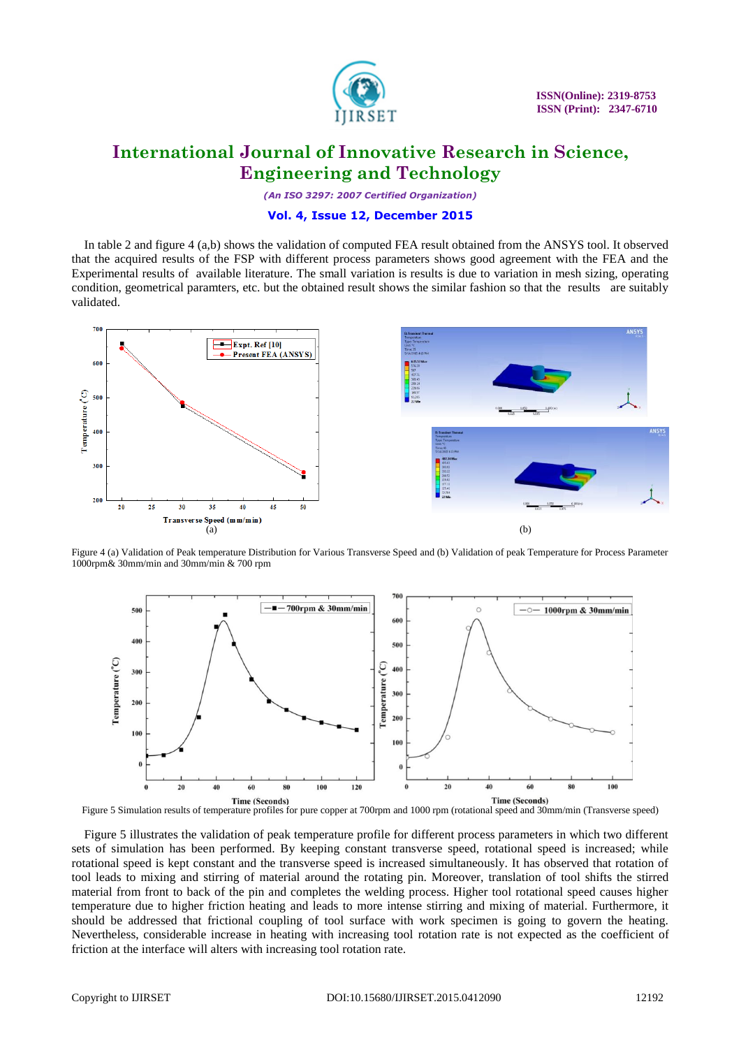In table 2 and figure 4 (a,b) shows the validation of computed FEA result obtained from the ANSYS tool. It observed that the acquired results of the FSP with different process parameters shows good agreement with the FEA and the Experimental results of available literature. The small variation is results is due to variation in mesh sizing, operating condition, geometrical paramters, etc. but the obtained result shows the similar fashion so that the results are suitably validated.

Figure 4 (a) Validation of Peak temperature Distribution for Various Transverse Speed and (b) Validation of peak Temperature for Process Parameter 1000rpm& 30mm/min and 30mm/min & 700 rpm

Figure 5 Simulation results of temperature profiles for pure copper at 700rpm and 1000 rpm (rotational speed and 30mm/min (Transverse speed)

Figure 5 illustrates the validation of peak temperature profile for different process parameters in which two different sets of simulation has been performed. By keeping constant transverse speed, rotational speed is increased; while rotational speed is kept constant and the transverse speed is increased simultaneously. It has observed that rotation of tool leads to mixing and stirring of material around the rotating pin. Moreover, translation of tool shifts the stirred material from front to back of the pin and completes the welding process. Higher tool rotational speed causes higher temperature due to higher friction heating and leads to more intense stirring and mixing of material. Furthermore, it should be addressed that frictional coupling of tool surface with work specimen is going to govern the heating. Nevertheless, considerable increase in heating with increasing tool rotation rate is not expected as the coefficient of friction at the interface will alters with increasing tool rotation rate.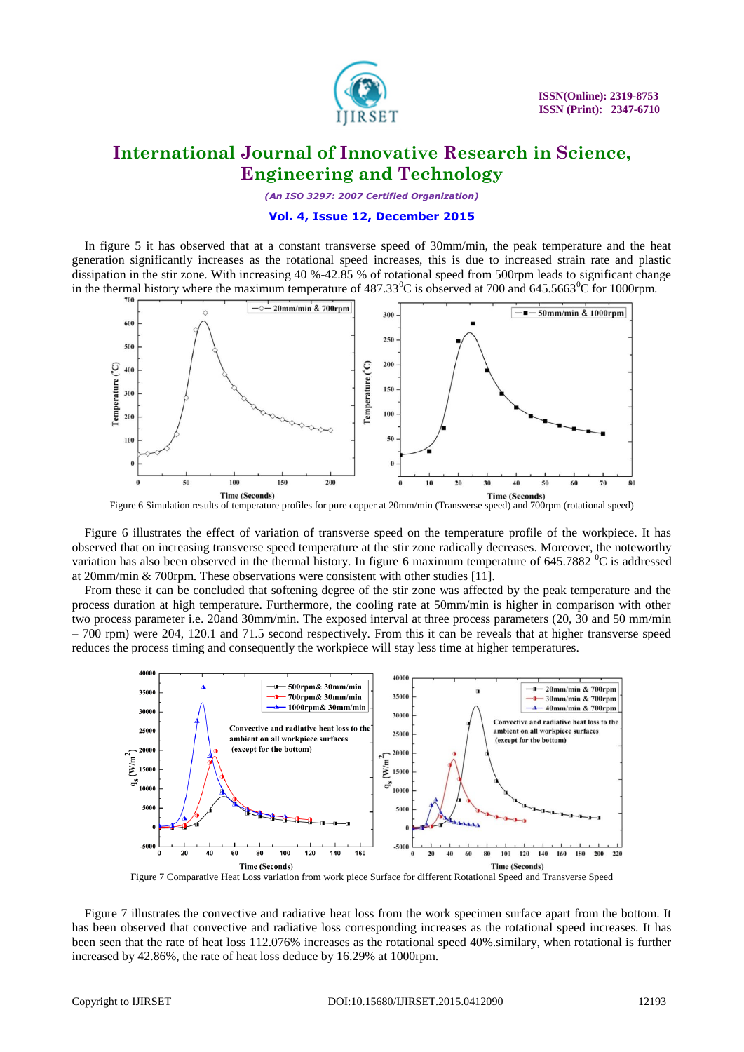In figure 5 it has observed that at a constant transverse speed of 30mm/min, the peak temperature and the heat generation significantly increases as the rotational speed increases, this is due to increased strain rate and plastic dissipation in the stir zone. With increasing 40 %-42.85 % of rotational speed from 500rpm leads to significant change in the thermal history where the maximum temperature of 487.33$^0$C is observed at 700 and 645.5663$^0$C for 1000rpm.

Figure 6 Simulation results of temperature profiles for pure copper at 20mm/min (Transverse speed) and 700rpm (rotational speed)

Figure 6 illustrates the effect of variation of transverse speed on the temperature profile of the workpiece. It has observed that on increasing transverse speed temperature at the stir zone radically decreases. Moreover, the noteworthy variation has also been observed in the thermal history. In figure 6 maximum temperature of 645.7882 $^0$C is addressed at 20mm/min & 700rpm. These observations were consistent with other studies [11].

From these it can be concluded that softening degree of the stir zone was affected by the peak temperature and the process duration at high temperature. Furthermore, the cooling rate at 50mm/min is higher in comparison with other two process parameter i.e. 20and 30mm/min. The exposed interval at three process parameters (20, 30 and 50 mm/min – 700 rpm) were 204, 120.1 and 71.5 second respectively. From this it can be reveals that at higher transverse speed reduces the process timing and consequently the workpiece will stay less time at higher temperatures.

Figure 7 Comparative Heat Loss variation from work piece Surface for different Rotational Speed and Transverse Speed

Figure 7 illustrates the convective and radiative heat loss from the work specimen surface apart from the bottom. It has been observed that convective and radiative loss corresponding increases as the rotational speed increases. It has been seen that the rate of heat loss 112.076% increases as the rotational speed 40%.similary, when rotational is further increased by 42.86%, the rate of heat loss deduce by 16.29% at 1000rpm.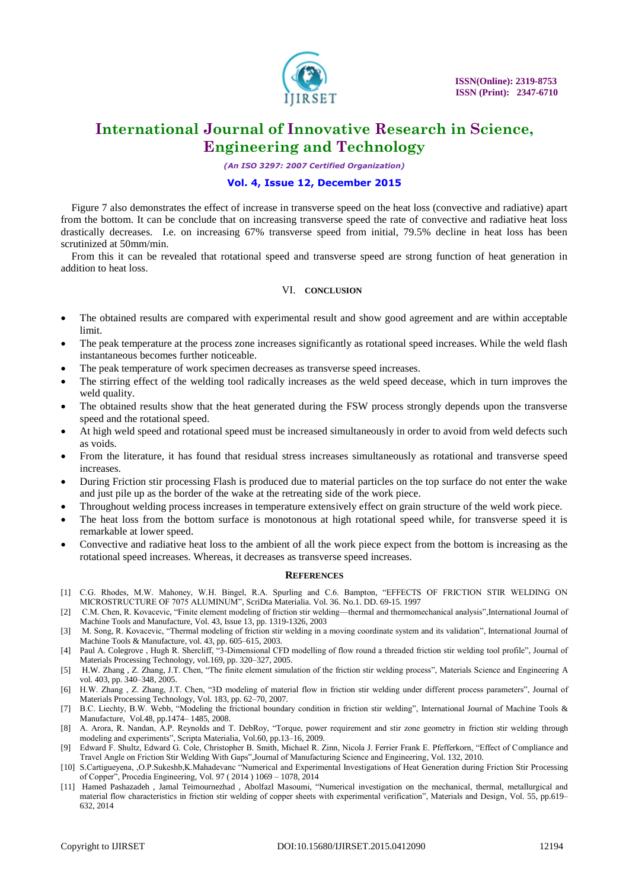Figure 7 also demonstrates the effect of increase in transverse speed on the heat loss (convective and radiative) apart from the bottom. It can be conclude that on increasing transverse speed the rate of convective and radiative heat loss drastically decreases. I.e. on increasing 67% transverse speed from initial, 79.5% decline in heat loss has been scrutinized at 50mm/min.

From this it can be revealed that rotational speed and transverse speed are strong function of heat generation in addition to heat loss.

## VI. CONCLUSION

- The obtained results are compared with experimental result and show good agreement and are within acceptable limit.
- The peak temperature at the process zone increases significantly as rotational speed increases. While the weld flash instantaneous becomes further noticeable.
- The peak temperature of work specimen decreases as transverse speed increases.
- The stirring effect of the welding tool radically increases as the weld speed decease, which in turn improves the weld quality.
- The obtained results show that the heat generated during the FSW process strongly depends upon the transverse speed and the rotational speed.
- At high weld speed and rotational speed must be increased simultaneously in order to avoid from weld defects such as voids.
- From the literature, it has found that residual stress increases simultaneously as rotational and transverse speed increases.
- During Friction stir processing Flash is produced due to material particles on the top surface do not enter the wake and just pile up as the border of the wake at the retreating side of the work piece.
- Throughout welding process increases in temperature extensively effect on grain structure of the weld work piece.
- The heat loss from the bottom surface is monotonous at high rotational speed while, for transverse speed it is remarkable at lower speed.
- Convective and radiative heat loss to the ambient of all the work piece expect from the bottom is increasing as the rotational speed increases. Whereas, it decreases as transverse speed increases.

## REFERENCES

[1] C.G. Rhodes, M.W. Mahoney, W.H. Bingel, R.A. Spurling and C.6. Bampton, "EFFECTS OF FRICTION STIR WELDING ON MICROSTRUCTURE OF 7075 ALUMINUM", ScriDta Materialia. Vol. 36. No.1. DD. 69-15. 1997

[2] C.M. Chen, R. Kovacevic, "Finite element modeling of friction stir welding—thermal and thermomechanical analysis",International Journal of Machine Tools and Manufacture, Vol. 43, Issue 13, pp. 1319-1326, 2003

[3] M. Song, R. Kovacevic, "Thermal modeling of friction stir welding in a moving coordinate system and its validation", International Journal of Machine Tools & Manufacture, vol. 43, pp. 605–615, 2003.

[4] Paul A. Colegrove , Hugh R. Shercliff, "3-Dimensional CFD modelling of flow round a threaded friction stir welding tool profile", Journal of Materials Processing Technology, vol.169, pp. 320–327, 2005.

[5] H.W. Zhang , Z. Zhang, J.T. Chen, "The finite element simulation of the friction stir welding process", Materials Science and Engineering A vol. 403, pp. 340–348, 2005.

[6] H.W. Zhang , Z. Zhang, J.T. Chen, "3D modeling of material flow in friction stir welding under different process parameters", Journal of Materials Processing Technology, Vol. 183, pp. 62–70, 2007.

[7] B.C. Liechty, B.W. Webb, "Modeling the frictional boundary condition in friction stir welding", International Journal of Machine Tools & Manufacture, Vol.48, pp.1474– 1485, 2008.

[8] A. Arora, R. Nandan, A.P. Reynolds and T. DebRoy, "Torque, power requirement and stir zone geometry in friction stir welding through modeling and experiments", Scripta Materialia, Vol.60, pp.13–16, 2009.

[9] Edward F. Shultz, Edward G. Cole, Christopher B. Smith, Michael R. Zinn, Nicola J. Ferrier Frank E. Pfefferkorn, "Effect of Compliance and Travel Angle on Friction Stir Welding With Gaps",Journal of Manufacturing Science and Engineering, Vol. 132, 2010.

[10] S.Cartigueyena, ,O.P.Sukeshb,K.Mahadevanc "Numerical and Experimental Investigations of Heat Generation during Friction Stir Processing of Copper", Procedia Engineering, Vol. 97 ( 2014 ) 1069 – 1078, 2014

[11] Hamed Pashazadeh , Jamal Teimournezhad , Abolfazl Masoumi, "Numerical investigation on the mechanical, thermal, metallurgical and material flow characteristics in friction stir welding of copper sheets with experimental verification", Materials and Design, Vol. 55, pp.619–632, 2014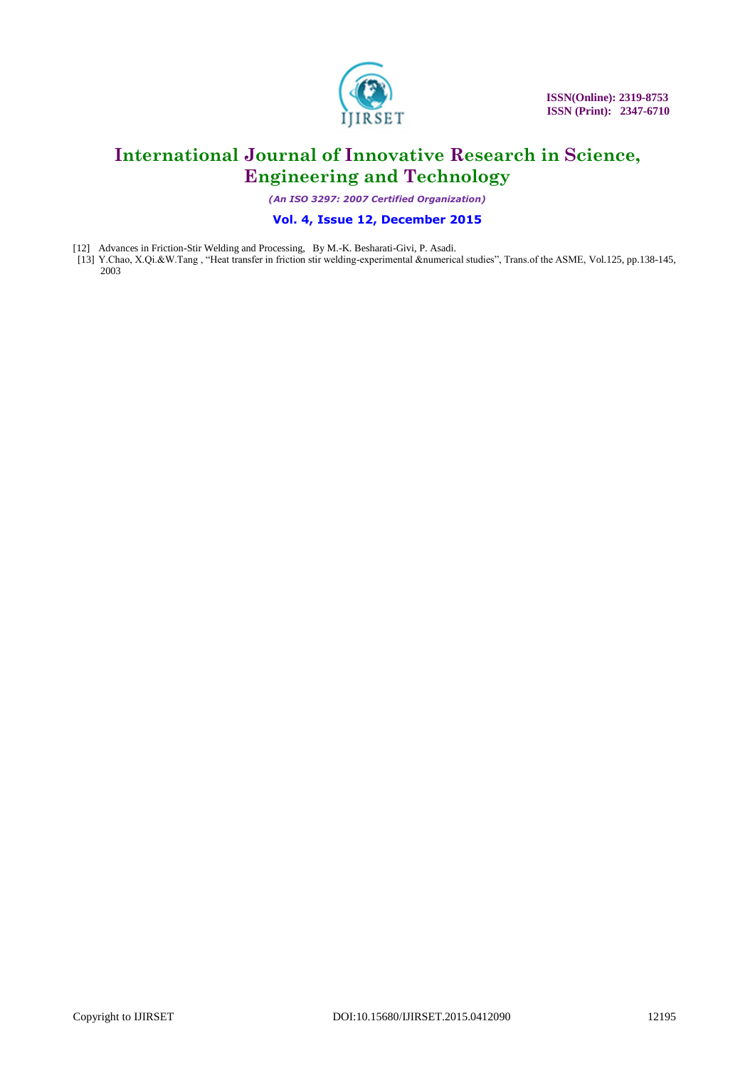[12] Advances in Friction-Stir Welding and Processing, By M.-K. Besharati-Givi, P. Asadi.

[13] Y.Chao, X.Qi.&W.Tang , "Heat transfer in friction stir welding-experimental &numerical studies", Trans.of the ASME, Vol.125, pp.138-145, 2003